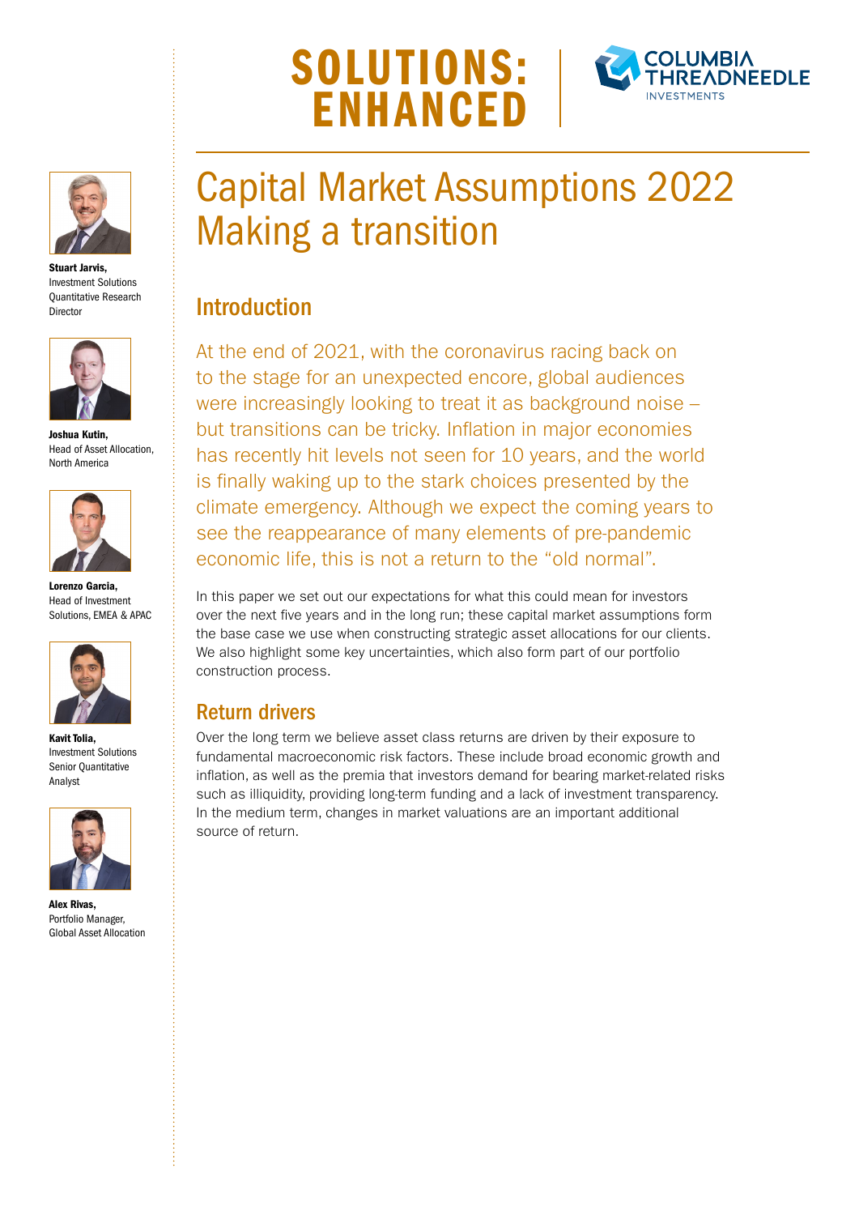# SOLUTIONS: ENHANCED

COLUMBIA THREADNEEDLE INVESTMENTS

**Stuart Jarvis,**
Investment Solutions Quantitative Research Director

**Joshua Kutin,**
Head of Asset Allocation, North America

**Lorenzo Garcia,**
Head of Investment Solutions, EMEA & APAC

**Kavit Tolia,**
Investment Solutions Senior Quantitative Analyst

**Alex Rivas,**
Portfolio Manager, Global Asset Allocation

# Capital Market Assumptions 2022
# Making a transition

## Introduction

At the end of 2021, with the coronavirus racing back on to the stage for an unexpected encore, global audiences were increasingly looking to treat it as background noise – but transitions can be tricky. Inflation in major economies has recently hit levels not seen for 10 years, and the world is finally waking up to the stark choices presented by the climate emergency. Although we expect the coming years to see the reappearance of many elements of pre-pandemic economic life, this is not a return to the "old normal".

In this paper we set out our expectations for what this could mean for investors over the next five years and in the long run; these capital market assumptions form the base case we use when constructing strategic asset allocations for our clients. We also highlight some key uncertainties, which also form part of our portfolio construction process.

## Return drivers

Over the long term we believe asset class returns are driven by their exposure to fundamental macroeconomic risk factors. These include broad economic growth and inflation, as well as the premia that investors demand for bearing market-related risks such as illiquidity, providing long-term funding and a lack of investment transparency. In the medium term, changes in market valuations are an important additional source of return.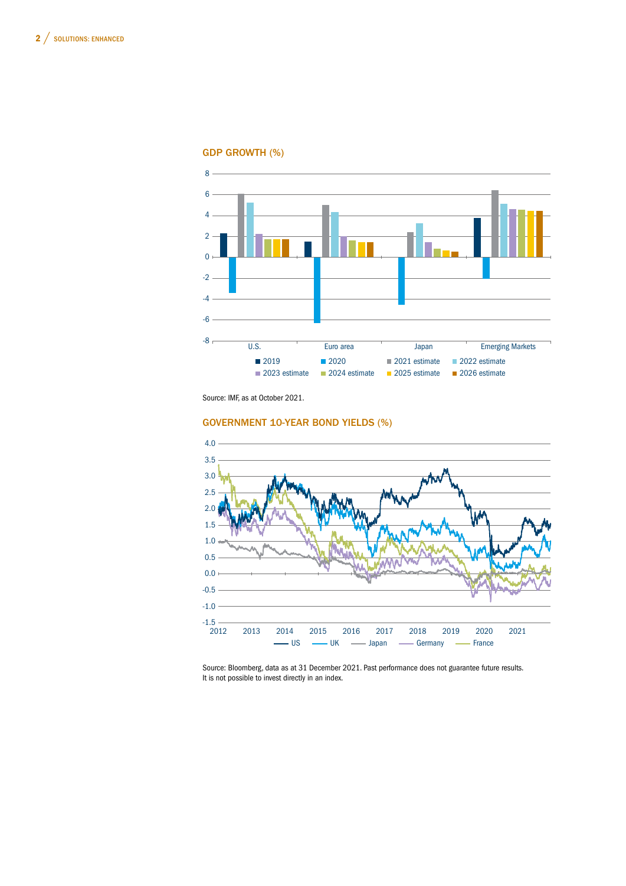## GDP GROWTH (%)

Source: IMF, as at October 2021.

## GOVERNMENT 10-YEAR BOND YIELDS (%)

Source: Bloomberg, data as at 31 December 2021. Past performance does not guarantee future results. It is not possible to invest directly in an index.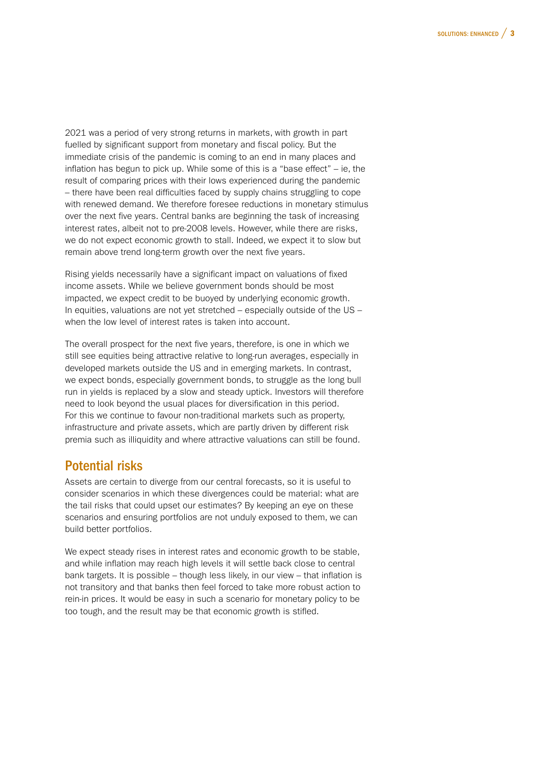2021 was a period of very strong returns in markets, with growth in part fuelled by significant support from monetary and fiscal policy. But the immediate crisis of the pandemic is coming to an end in many places and inflation has begun to pick up. While some of this is a "base effect" – ie, the result of comparing prices with their lows experienced during the pandemic – there have been real difficulties faced by supply chains struggling to cope with renewed demand. We therefore foresee reductions in monetary stimulus over the next five years. Central banks are beginning the task of increasing interest rates, albeit not to pre-2008 levels. However, while there are risks, we do not expect economic growth to stall. Indeed, we expect it to slow but remain above trend long-term growth over the next five years.

Rising yields necessarily have a significant impact on valuations of fixed income assets. While we believe government bonds should be most impacted, we expect credit to be buoyed by underlying economic growth. In equities, valuations are not yet stretched – especially outside of the US – when the low level of interest rates is taken into account.

The overall prospect for the next five years, therefore, is one in which we still see equities being attractive relative to long-run averages, especially in developed markets outside the US and in emerging markets. In contrast, we expect bonds, especially government bonds, to struggle as the long bull run in yields is replaced by a slow and steady uptick. Investors will therefore need to look beyond the usual places for diversification in this period. For this we continue to favour non-traditional markets such as property, infrastructure and private assets, which are partly driven by different risk premia such as illiquidity and where attractive valuations can still be found.

## Potential risks

Assets are certain to diverge from our central forecasts, so it is useful to consider scenarios in which these divergences could be material: what are the tail risks that could upset our estimates? By keeping an eye on these scenarios and ensuring portfolios are not unduly exposed to them, we can build better portfolios.

We expect steady rises in interest rates and economic growth to be stable, and while inflation may reach high levels it will settle back close to central bank targets. It is possible – though less likely, in our view – that inflation is not transitory and that banks then feel forced to take more robust action to rein-in prices. It would be easy in such a scenario for monetary policy to be too tough, and the result may be that economic growth is stifled.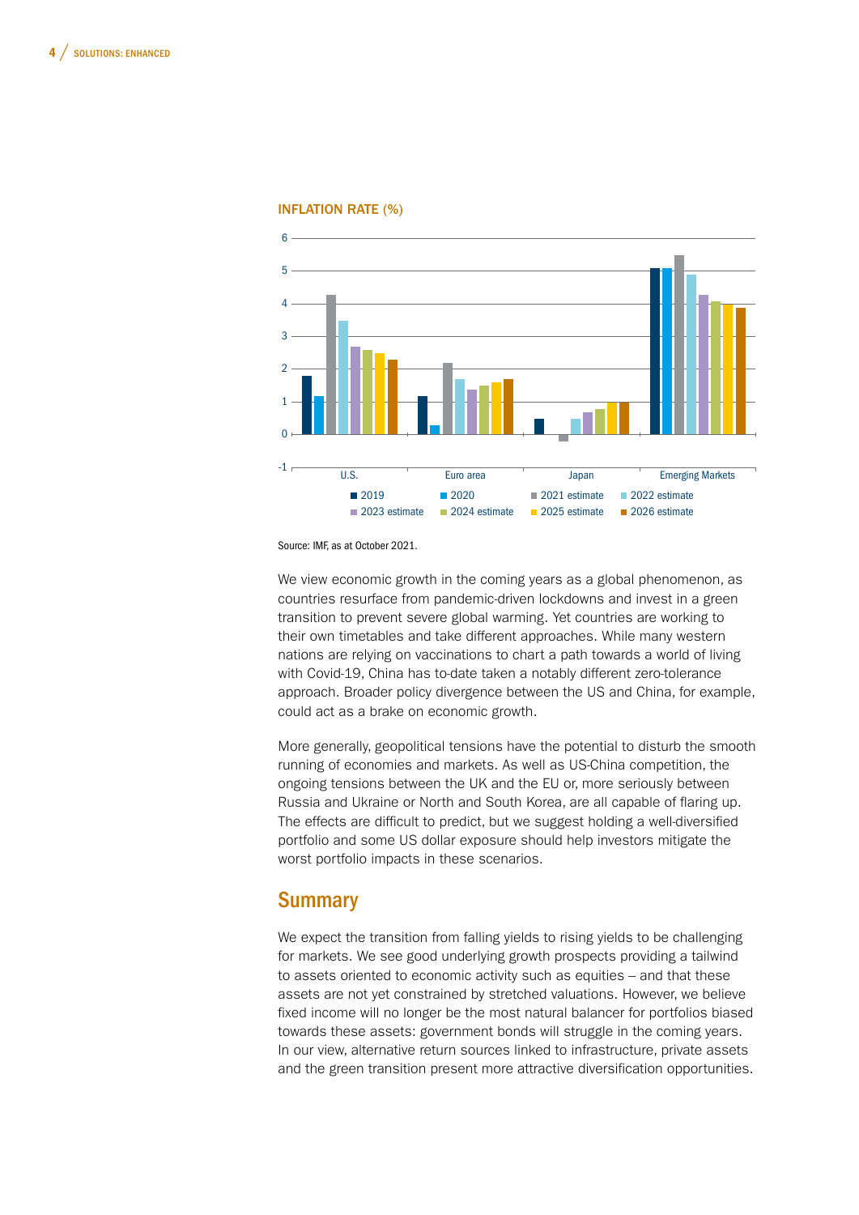INFLATION RATE (%)

Source: IMF, as at October 2021.

We view economic growth in the coming years as a global phenomenon, as countries resurface from pandemic-driven lockdowns and invest in a green transition to prevent severe global warming. Yet countries are working to their own timetables and take different approaches. While many western nations are relying on vaccinations to chart a path towards a world of living with Covid-19, China has to-date taken a notably different zero-tolerance approach. Broader policy divergence between the US and China, for example, could act as a brake on economic growth.

More generally, geopolitical tensions have the potential to disturb the smooth running of economies and markets. As well as US-China competition, the ongoing tensions between the UK and the EU or, more seriously between Russia and Ukraine or North and South Korea, are all capable of flaring up. The effects are difficult to predict, but we suggest holding a well-diversified portfolio and some US dollar exposure should help investors mitigate the worst portfolio impacts in these scenarios.

## Summary

We expect the transition from falling yields to rising yields to be challenging for markets. We see good underlying growth prospects providing a tailwind to assets oriented to economic activity such as equities – and that these assets are not yet constrained by stretched valuations. However, we believe fixed income will no longer be the most natural balancer for portfolios biased towards these assets: government bonds will struggle in the coming years. In our view, alternative return sources linked to infrastructure, private assets and the green transition present more attractive diversification opportunities.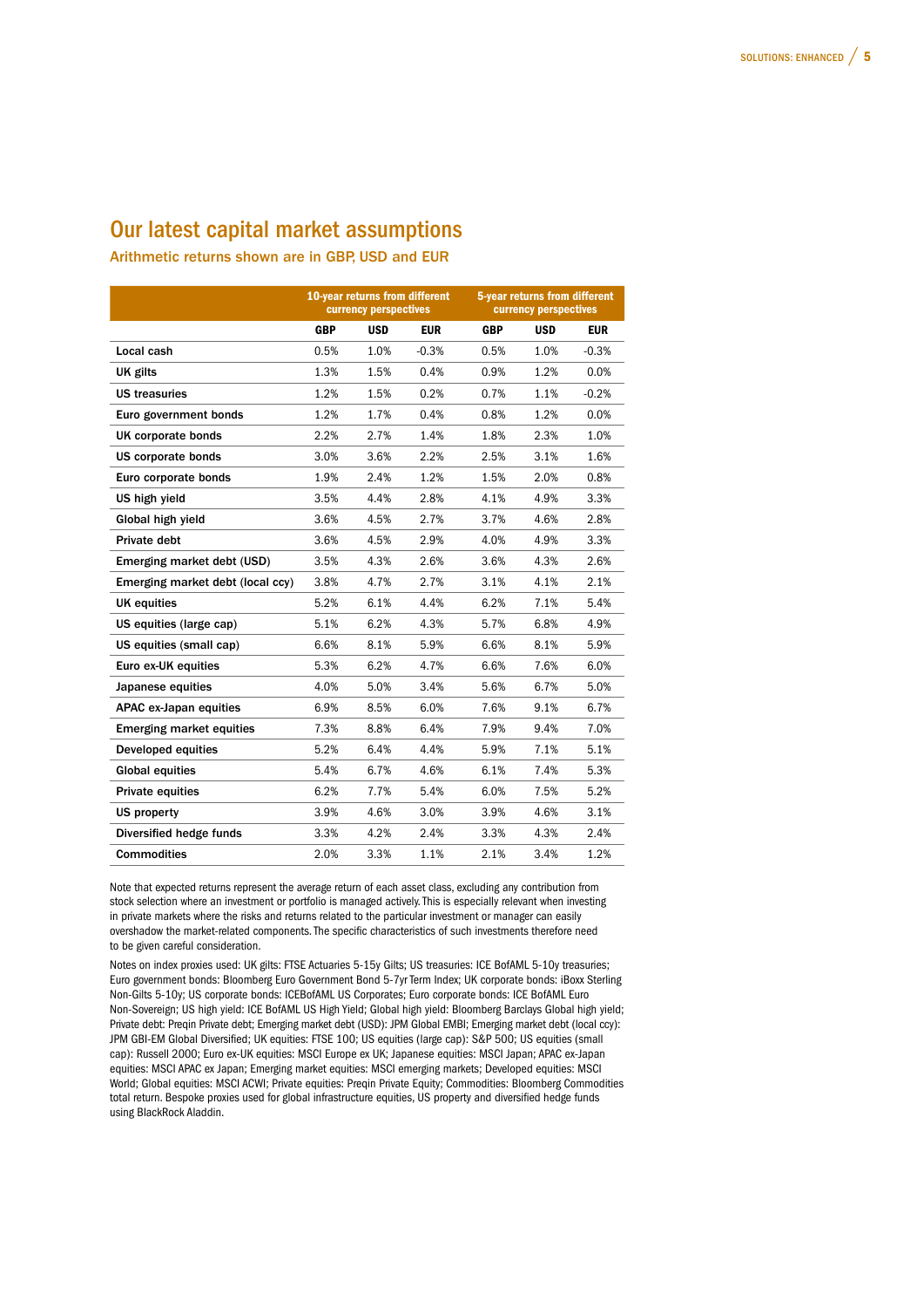## Our latest capital market assumptions

### Arithmetic returns shown are in GBP, USD and EUR

| | 10-year returns from different currency perspectives | | | 5-year returns from different currency perspectives | | |
|---|---|---|---|---|---|---|
| | **GBP** | **USD** | **EUR** | **GBP** | **USD** | **EUR** |
| **Local cash** | 0.5% | 1.0% | -0.3% | 0.5% | 1.0% | -0.3% |
| **UK gilts** | 1.3% | 1.5% | 0.4% | 0.9% | 1.2% | 0.0% |
| **US treasuries** | 1.2% | 1.5% | 0.2% | 0.7% | 1.1% | -0.2% |
| **Euro government bonds** | 1.2% | 1.7% | 0.4% | 0.8% | 1.2% | 0.0% |
| **UK corporate bonds** | 2.2% | 2.7% | 1.4% | 1.8% | 2.3% | 1.0% |
| **US corporate bonds** | 3.0% | 3.6% | 2.2% | 2.5% | 3.1% | 1.6% |
| **Euro corporate bonds** | 1.9% | 2.4% | 1.2% | 1.5% | 2.0% | 0.8% |
| **US high yield** | 3.5% | 4.4% | 2.8% | 4.1% | 4.9% | 3.3% |
| **Global high yield** | 3.6% | 4.5% | 2.7% | 3.7% | 4.6% | 2.8% |
| **Private debt** | 3.6% | 4.5% | 2.9% | 4.0% | 4.9% | 3.3% |
| **Emerging market debt (USD)** | 3.5% | 4.3% | 2.6% | 3.6% | 4.3% | 2.6% |
| **Emerging market debt (local ccy)** | 3.8% | 4.7% | 2.7% | 3.1% | 4.1% | 2.1% |
| **UK equities** | 5.2% | 6.1% | 4.4% | 6.2% | 7.1% | 5.4% |
| **US equities (large cap)** | 5.1% | 6.2% | 4.3% | 5.7% | 6.8% | 4.9% |
| **US equities (small cap)** | 6.6% | 8.1% | 5.9% | 6.6% | 8.1% | 5.9% |
| **Euro ex-UK equities** | 5.3% | 6.2% | 4.7% | 6.6% | 7.6% | 6.0% |
| **Japanese equities** | 4.0% | 5.0% | 3.4% | 5.6% | 6.7% | 5.0% |
| **APAC ex-Japan equities** | 6.9% | 8.5% | 6.0% | 7.6% | 9.1% | 6.7% |
| **Emerging market equities** | 7.3% | 8.8% | 6.4% | 7.9% | 9.4% | 7.0% |
| **Developed equities** | 5.2% | 6.4% | 4.4% | 5.9% | 7.1% | 5.1% |
| **Global equities** | 5.4% | 6.7% | 4.6% | 6.1% | 7.4% | 5.3% |
| **Private equities** | 6.2% | 7.7% | 5.4% | 6.0% | 7.5% | 5.2% |
| **US property** | 3.9% | 4.6% | 3.0% | 3.9% | 4.6% | 3.1% |
| **Diversified hedge funds** | 3.3% | 4.2% | 2.4% | 3.3% | 4.3% | 2.4% |
| **Commodities** | 2.0% | 3.3% | 1.1% | 2.1% | 3.4% | 1.2% |

Note that expected returns represent the average return of each asset class, excluding any contribution from stock selection where an investment or portfolio is managed actively. This is especially relevant when investing in private markets where the risks and returns related to the particular investment or manager can easily overshadow the market-related components. The specific characteristics of such investments therefore need to be given careful consideration.

Notes on index proxies used: UK gilts: FTSE Actuaries 5-15y Gilts; US treasuries: ICE BofAML 5-10y treasuries; Euro government bonds: Bloomberg Euro Government Bond 5-7yr Term Index; UK corporate bonds: iBoxx Sterling Non-Gilts 5-10y; US corporate bonds: ICEBofAML US Corporates; Euro corporate bonds: ICE BofAML Euro Non-Sovereign; US high yield: ICE BofAML US High Yield; Global high yield: Bloomberg Barclays Global high yield; Private debt: Preqin Private debt; Emerging market debt (USD): JPM Global EMBI; Emerging market debt (local ccy): JPM GBI-EM Global Diversified; UK equities: FTSE 100; US equities (large cap): S&P 500; US equities (small cap): Russell 2000; Euro ex-UK equities: MSCI Europe ex UK; Japanese equities: MSCI Japan; APAC ex-Japan equities: MSCI APAC ex Japan; Emerging market equities: MSCI emerging markets; Developed equities: MSCI World; Global equities: MSCI ACWI; Private equities: Preqin Private Equity; Commodities: Bloomberg Commodities total return. Bespoke proxies used for global infrastructure equities, US property and diversified hedge funds using BlackRock Aladdin.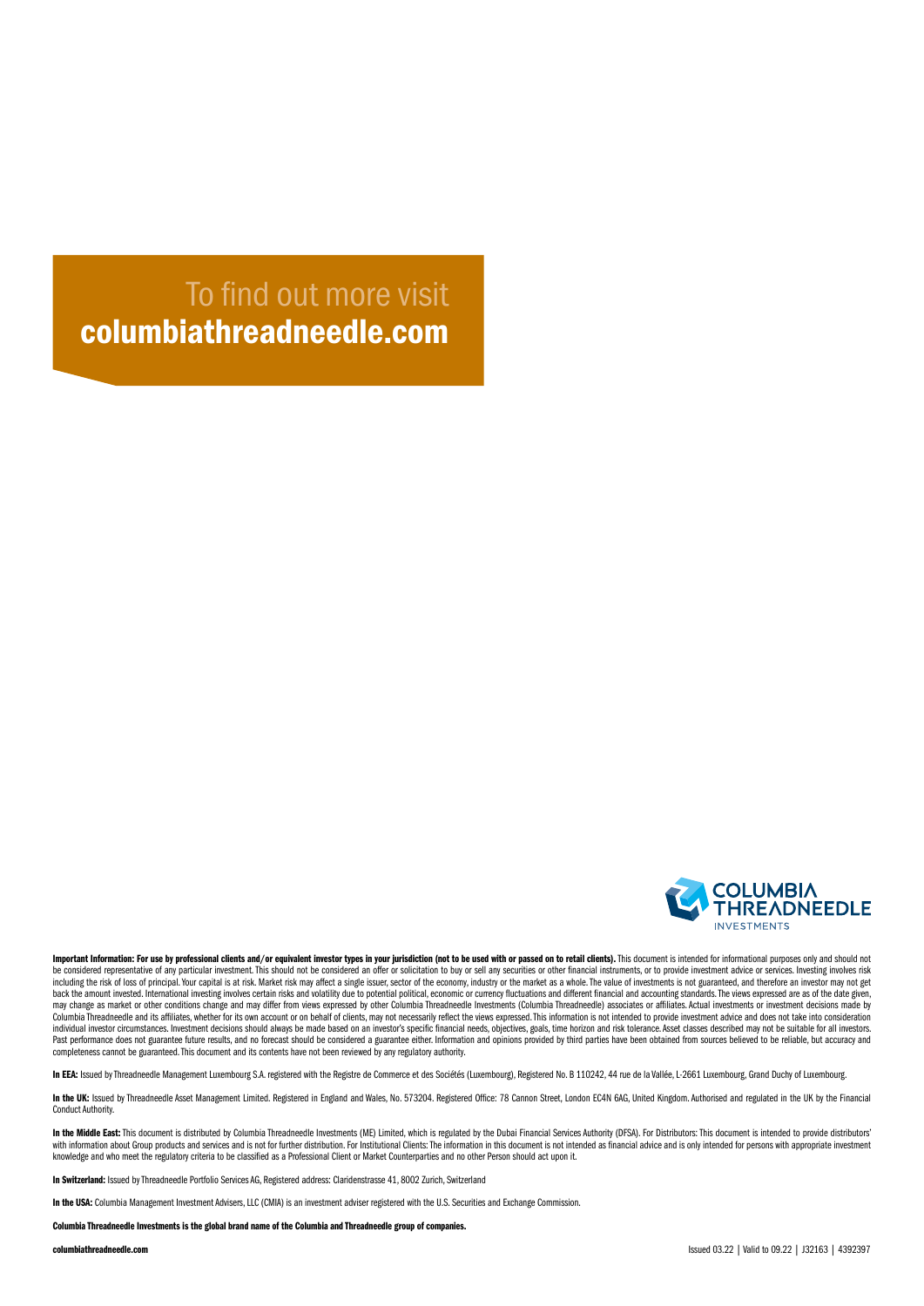To find out more visit
**columbiathreadneedle.com**

COLUMBIA THREADNEEDLE INVESTMENTS

**Important Information: For use by professional clients and/or equivalent investor types in your jurisdiction (not to be used with or passed on to retail clients).** This document is intended for informational purposes only and should not be considered representative of any particular investment. This should not be considered an offer or solicitation to buy or sell any securities or other financial instruments, or to provide investment advice or services. Investing involves risk including the risk of loss of principal. Your capital is at risk. Market risk may affect a single issuer, sector of the economy, industry or the market as a whole. The value of investments is not guaranteed, and therefore an investor may not get back the amount invested. International investing involves certain risks and volatility due to potential political, economic or currency fluctuations and different financial and accounting standards. The views expressed are as of the date given, may change as market or other conditions change and may differ from views expressed by other Columbia Threadneedle Investments (Columbia Threadneedle) associates or affiliates. Actual investments or investment decisions made by Columbia Threadneedle and its affiliates, whether for its own account or on behalf of clients, may not necessarily reflect the views expressed. This information is not intended to provide investment advice and does not take into consideration individual investor circumstances. Investment decisions should always be made based on an investor's specific financial needs, objectives, goals, time horizon and risk tolerance. Asset classes described may not be suitable for all investors. Past performance does not guarantee future results, and no forecast should be considered a guarantee either. Information and opinions provided by third parties have been obtained from sources believed to be reliable, but accuracy and completeness cannot be guaranteed. This document and its contents have not been reviewed by any regulatory authority.

**In EEA:** Issued by Threadneedle Management Luxembourg S.A. registered with the Registre de Commerce et des Sociétés (Luxembourg), Registered No. B 110242, 44 rue de la Vallée, L-2661 Luxembourg, Grand Duchy of Luxembourg.

**In the UK:** Issued by Threadneedle Asset Management Limited. Registered in England and Wales, No. 573204. Registered Office: 78 Cannon Street, London EC4N 6AG, United Kingdom. Authorised and regulated in the UK by the Financial Conduct Authority.

**In the Middle East:** This document is distributed by Columbia Threadneedle Investments (ME) Limited, which is regulated by the Dubai Financial Services Authority (DFSA). For Distributors: This document is intended to provide distributors' with information about Group products and services and is not for further distribution. For Institutional Clients: The information in this document is not intended as financial advice and is only intended for persons with appropriate investment knowledge and who meet the regulatory criteria to be classified as a Professional Client or Market Counterparties and no other Person should act upon it.

**In Switzerland:** Issued by Threadneedle Portfolio Services AG, Registered address: Claridenstrasse 41, 8002 Zurich, Switzerland

**In the USA:** Columbia Management Investment Advisers, LLC (CMIA) is an investment adviser registered with the U.S. Securities and Exchange Commission.

**Columbia Threadneedle Investments is the global brand name of the Columbia and Threadneedle group of companies.**

**columbiathreadneedle.com**

Issued 03.22 | Valid to 09.22 | J32163 | 4392397